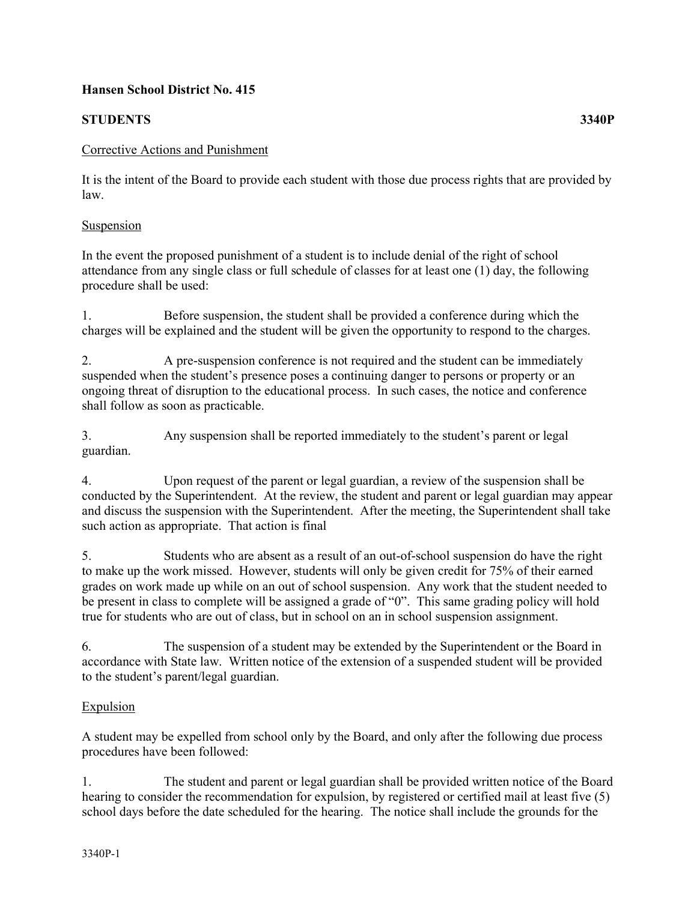**Hansen School District No. 415**

**STUDENTS** **3340P**

Corrective Actions and Punishment

It is the intent of the Board to provide each student with those due process rights that are provided by law.

Suspension

In the event the proposed punishment of a student is to include denial of the right of school attendance from any single class or full schedule of classes for at least one (1) day, the following procedure shall be used:

1. Before suspension, the student shall be provided a conference during which the charges will be explained and the student will be given the opportunity to respond to the charges.

2. A pre-suspension conference is not required and the student can be immediately suspended when the student's presence poses a continuing danger to persons or property or an ongoing threat of disruption to the educational process. In such cases, the notice and conference shall follow as soon as practicable.

3. Any suspension shall be reported immediately to the student's parent or legal guardian.

4. Upon request of the parent or legal guardian, a review of the suspension shall be conducted by the Superintendent. At the review, the student and parent or legal guardian may appear and discuss the suspension with the Superintendent. After the meeting, the Superintendent shall take such action as appropriate. That action is final

5. Students who are absent as a result of an out-of-school suspension do have the right to make up the work missed. However, students will only be given credit for 75% of their earned grades on work made up while on an out of school suspension. Any work that the student needed to be present in class to complete will be assigned a grade of "0". This same grading policy will hold true for students who are out of class, but in school on an in school suspension assignment.

6. The suspension of a student may be extended by the Superintendent or the Board in accordance with State law. Written notice of the extension of a suspended student will be provided to the student's parent/legal guardian.

Expulsion

A student may be expelled from school only by the Board, and only after the following due process procedures have been followed:

1. The student and parent or legal guardian shall be provided written notice of the Board hearing to consider the recommendation for expulsion, by registered or certified mail at least five (5) school days before the date scheduled for the hearing. The notice shall include the grounds for the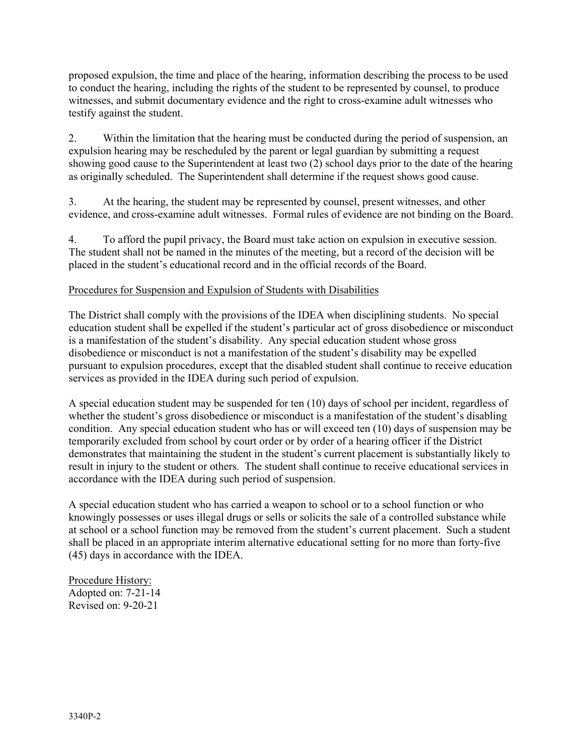proposed expulsion, the time and place of the hearing, information describing the process to be used to conduct the hearing, including the rights of the student to be represented by counsel, to produce witnesses, and submit documentary evidence and the right to cross-examine adult witnesses who testify against the student.

2. Within the limitation that the hearing must be conducted during the period of suspension, an expulsion hearing may be rescheduled by the parent or legal guardian by submitting a request showing good cause to the Superintendent at least two (2) school days prior to the date of the hearing as originally scheduled. The Superintendent shall determine if the request shows good cause.

3. At the hearing, the student may be represented by counsel, present witnesses, and other evidence, and cross-examine adult witnesses. Formal rules of evidence are not binding on the Board.

4. To afford the pupil privacy, the Board must take action on expulsion in executive session. The student shall not be named in the minutes of the meeting, but a record of the decision will be placed in the student's educational record and in the official records of the Board.

Procedures for Suspension and Expulsion of Students with Disabilities

The District shall comply with the provisions of the IDEA when disciplining students. No special education student shall be expelled if the student's particular act of gross disobedience or misconduct is a manifestation of the student's disability. Any special education student whose gross disobedience or misconduct is not a manifestation of the student's disability may be expelled pursuant to expulsion procedures, except that the disabled student shall continue to receive education services as provided in the IDEA during such period of expulsion.

A special education student may be suspended for ten (10) days of school per incident, regardless of whether the student's gross disobedience or misconduct is a manifestation of the student's disabling condition. Any special education student who has or will exceed ten (10) days of suspension may be temporarily excluded from school by court order or by order of a hearing officer if the District demonstrates that maintaining the student in the student's current placement is substantially likely to result in injury to the student or others. The student shall continue to receive educational services in accordance with the IDEA during such period of suspension.

A special education student who has carried a weapon to school or to a school function or who knowingly possesses or uses illegal drugs or sells or solicits the sale of a controlled substance while at school or a school function may be removed from the student's current placement. Such a student shall be placed in an appropriate interim alternative educational setting for no more than forty-five (45) days in accordance with the IDEA.

Procedure History:
Adopted on: 7-21-14
Revised on: 9-20-21